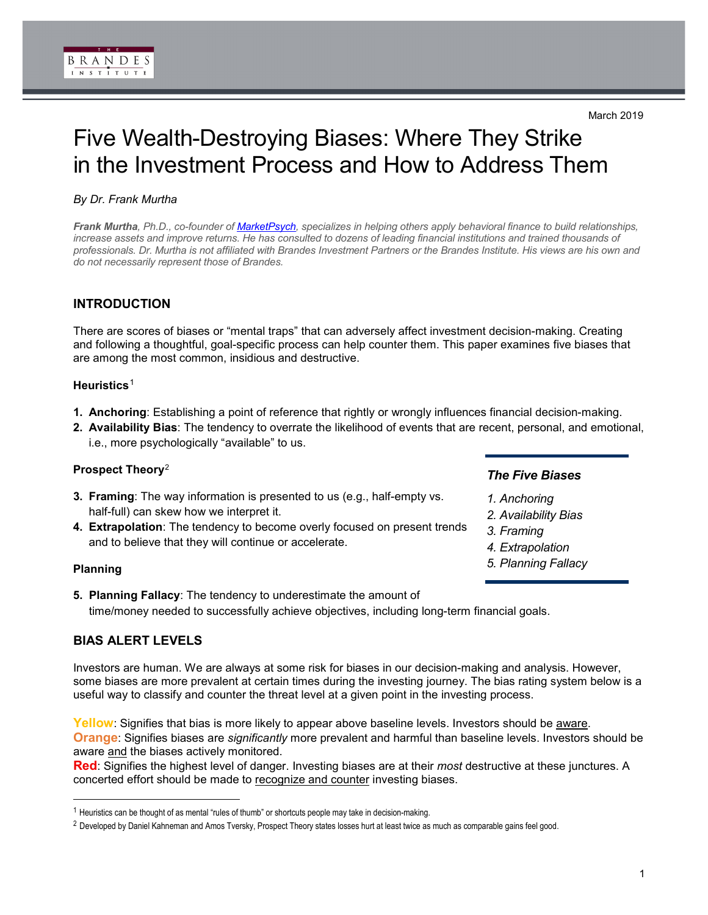March 2019

# Five Wealth-Destroying Biases: Where They Strike in the Investment Process and How to Address Them

*By Dr. Frank Murtha*

***Frank Murtha****, Ph.D., co-founder of [MarketPsych](), specializes in helping others apply behavioral finance to build relationships, increase assets and improve returns. He has consulted to dozens of leading financial institutions and trained thousands of professionals. Dr. Murtha is not affiliated with Brandes Investment Partners or the Brandes Institute. His views are his own and do not necessarily represent those of Brandes.*

## INTRODUCTION

There are scores of biases or "mental traps" that can adversely affect investment decision-making. Creating and following a thoughtful, goal-specific process can help counter them. This paper examines five biases that are among the most common, insidious and destructive.

### Heuristics[1]

1. **Anchoring**: Establishing a point of reference that rightly or wrongly influences financial decision-making.
2. **Availability Bias**: The tendency to overrate the likelihood of events that are recent, personal, and emotional, i.e., more psychologically "available" to us.

### Prospect Theory[2]

3. **Framing**: The way information is presented to us (e.g., half-empty vs. half-full) can skew how we interpret it.
4. **Extrapolation**: The tendency to become overly focused on present trends and to believe that they will continue or accelerate.

### Planning

5. **Planning Fallacy**: The tendency to underestimate the amount of time/money needed to successfully achieve objectives, including long-term financial goals.

> ***The Five Biases***
>
> *1. Anchoring*
> *2. Availability Bias*
> *3. Framing*
> *4. Extrapolation*
> *5. Planning Fallacy*

## BIAS ALERT LEVELS

Investors are human. We are always at some risk for biases in our decision-making and analysis. However, some biases are more prevalent at certain times during the investing journey. The bias rating system below is a useful way to classify and counter the threat level at a given point in the investing process.

**Yellow**: Signifies that bias is more likely to appear above baseline levels. Investors should be aware.
**Orange**: Signifies biases are *significantly* more prevalent and harmful than baseline levels. Investors should be aware and the biases actively monitored.
**Red**: Signifies the highest level of danger. Investing biases are at their *most* destructive at these junctures. A concerted effort should be made to recognize and counter investing biases.

---

[1] Heuristics can be thought of as mental "rules of thumb" or shortcuts people may take in decision-making.

[2] Developed by Daniel Kahneman and Amos Tversky, Prospect Theory states losses hurt at least twice as much as comparable gains feel good.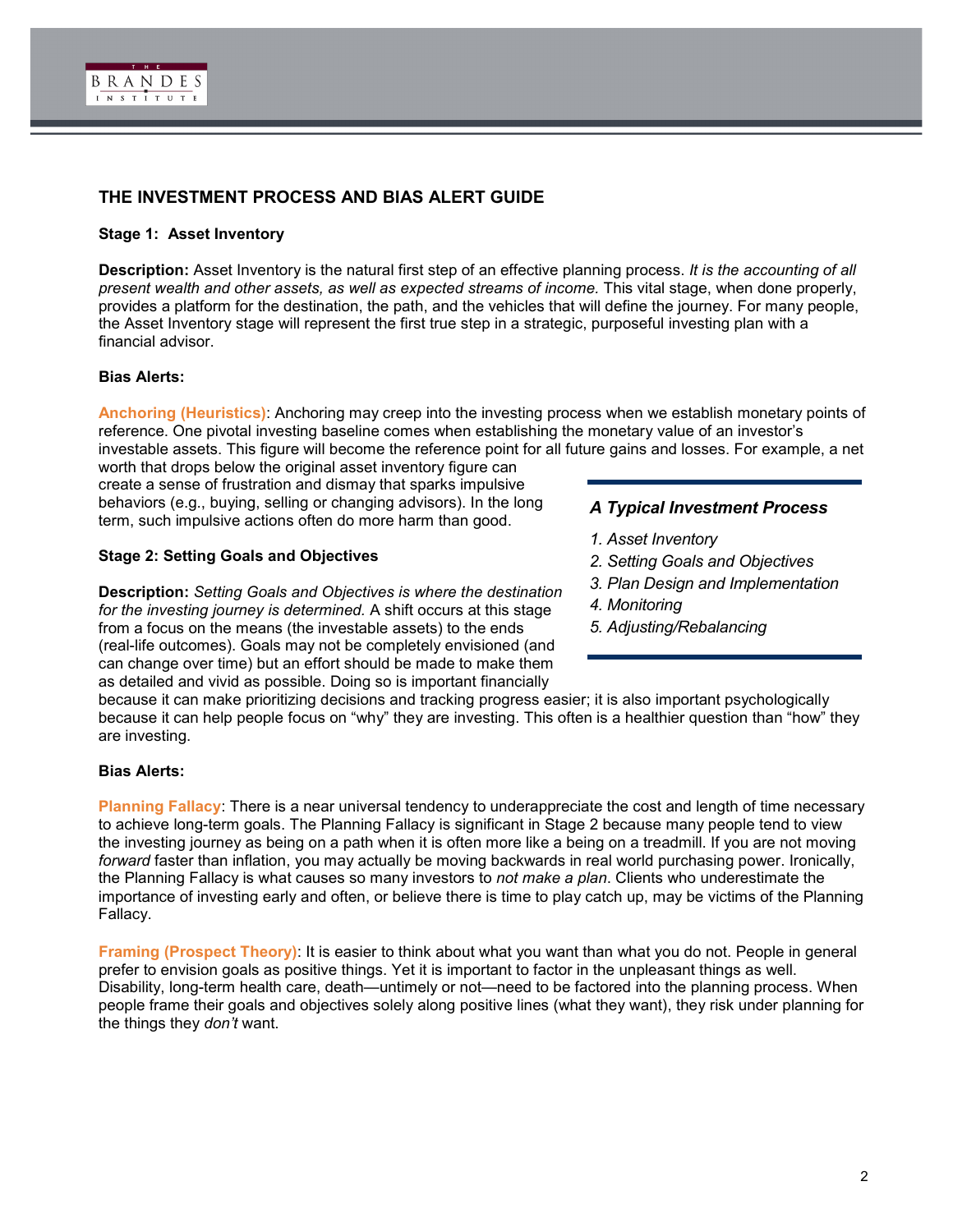## THE INVESTMENT PROCESS AND BIAS ALERT GUIDE

### Stage 1: Asset Inventory

**Description:** Asset Inventory is the natural first step of an effective planning process. *It is the accounting of all present wealth and other assets, as well as expected streams of income.* This vital stage, when done properly, provides a platform for the destination, the path, and the vehicles that will define the journey. For many people, the Asset Inventory stage will represent the first true step in a strategic, purposeful investing plan with a financial advisor.

**Bias Alerts:**

**Anchoring (Heuristics)**: Anchoring may creep into the investing process when we establish monetary points of reference. One pivotal investing baseline comes when establishing the monetary value of an investor's investable assets. This figure will become the reference point for all future gains and losses. For example, a net worth that drops below the original asset inventory figure can create a sense of frustration and dismay that sparks impulsive behaviors (e.g., buying, selling or changing advisors). In the long term, such impulsive actions often do more harm than good.

***A Typical Investment Process***

*1. Asset Inventory*
*2. Setting Goals and Objectives*
*3. Plan Design and Implementation*
*4. Monitoring*
*5. Adjusting/Rebalancing*

### Stage 2: Setting Goals and Objectives

**Description:** *Setting Goals and Objectives is where the destination for the investing journey is determined.* A shift occurs at this stage from a focus on the means (the investable assets) to the ends (real-life outcomes). Goals may not be completely envisioned (and can change over time) but an effort should be made to make them as detailed and vivid as possible. Doing so is important financially because it can make prioritizing decisions and tracking progress easier; it is also important psychologically because it can help people focus on "why" they are investing. This often is a healthier question than "how" they are investing.

**Bias Alerts:**

**Planning Fallacy**: There is a near universal tendency to underappreciate the cost and length of time necessary to achieve long-term goals. The Planning Fallacy is significant in Stage 2 because many people tend to view the investing journey as being on a path when it is often more like a being on a treadmill. If you are not moving *forward* faster than inflation, you may actually be moving backwards in real world purchasing power. Ironically, the Planning Fallacy is what causes so many investors to *not make a plan*. Clients who underestimate the importance of investing early and often, or believe there is time to play catch up, may be victims of the Planning Fallacy.

**Framing (Prospect Theory)**: It is easier to think about what you want than what you do not. People in general prefer to envision goals as positive things. Yet it is important to factor in the unpleasant things as well. Disability, long-term health care, death—untimely or not—need to be factored into the planning process. When people frame their goals and objectives solely along positive lines (what they want), they risk under planning for the things they *don't* want.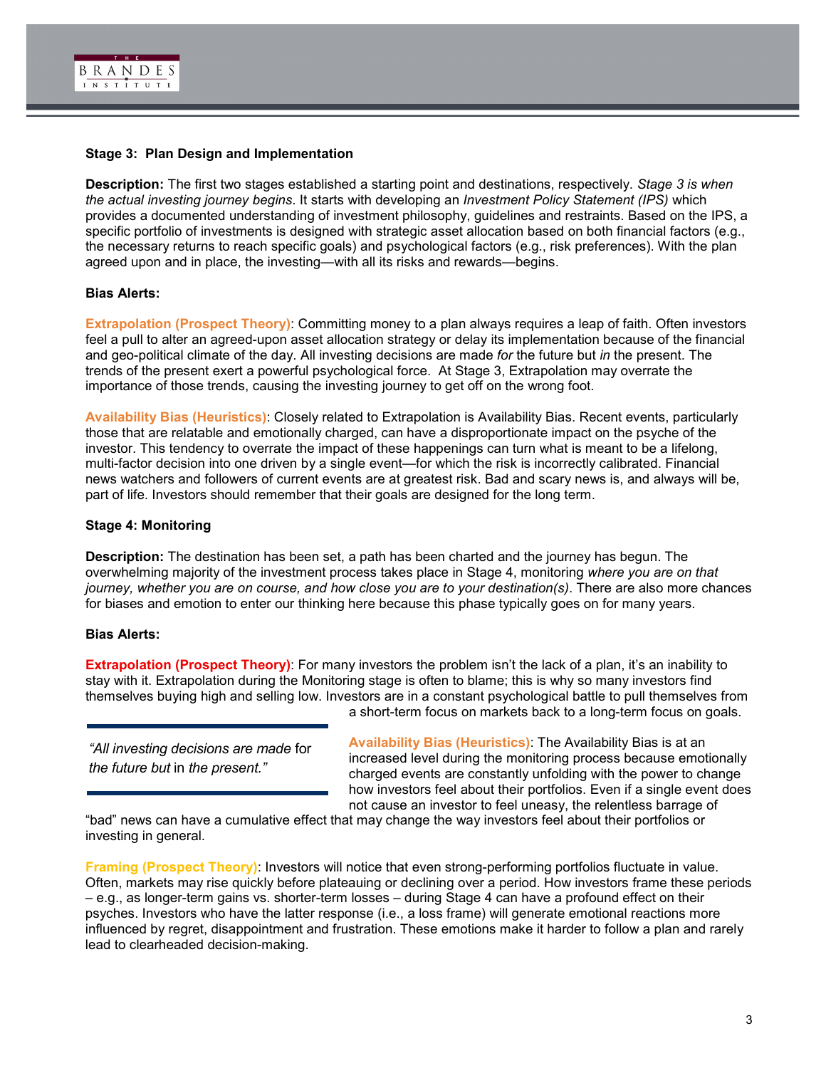**Stage 3: Plan Design and Implementation**

**Description:** The first two stages established a starting point and destinations, respectively. *Stage 3 is when the actual investing journey begins*. It starts with developing an *Investment Policy Statement (IPS)* which provides a documented understanding of investment philosophy, guidelines and restraints. Based on the IPS, a specific portfolio of investments is designed with strategic asset allocation based on both financial factors (e.g., the necessary returns to reach specific goals) and psychological factors (e.g., risk preferences). With the plan agreed upon and in place, the investing—with all its risks and rewards—begins.

**Bias Alerts:**

**Extrapolation (Prospect Theory)**: Committing money to a plan always requires a leap of faith. Often investors feel a pull to alter an agreed-upon asset allocation strategy or delay its implementation because of the financial and geo-political climate of the day. All investing decisions are made *for* the future but *in* the present. The trends of the present exert a powerful psychological force. At Stage 3, Extrapolation may overrate the importance of those trends, causing the investing journey to get off on the wrong foot.

**Availability Bias (Heuristics)**: Closely related to Extrapolation is Availability Bias. Recent events, particularly those that are relatable and emotionally charged, can have a disproportionate impact on the psyche of the investor. This tendency to overrate the impact of these happenings can turn what is meant to be a lifelong, multi-factor decision into one driven by a single event—for which the risk is incorrectly calibrated. Financial news watchers and followers of current events are at greatest risk. Bad and scary news is, and always will be, part of life. Investors should remember that their goals are designed for the long term.

**Stage 4: Monitoring**

**Description:** The destination has been set, a path has been charted and the journey has begun. The overwhelming majority of the investment process takes place in Stage 4, monitoring *where you are on that journey, whether you are on course, and how close you are to your destination(s)*. There are also more chances for biases and emotion to enter our thinking here because this phase typically goes on for many years.

**Bias Alerts:**

**Extrapolation (Prospect Theory)**: For many investors the problem isn't the lack of a plan, it's an inability to stay with it. Extrapolation during the Monitoring stage is often to blame; this is why so many investors find themselves buying high and selling low. Investors are in a constant psychological battle to pull themselves from a short-term focus on markets back to a long-term focus on goals.

> *"All investing decisions are made* for *the future but* in *the present."*

**Availability Bias (Heuristics)**: The Availability Bias is at an increased level during the monitoring process because emotionally charged events are constantly unfolding with the power to change how investors feel about their portfolios. Even if a single event does not cause an investor to feel uneasy, the relentless barrage of "bad" news can have a cumulative effect that may change the way investors feel about their portfolios or investing in general.

**Framing (Prospect Theory)**: Investors will notice that even strong-performing portfolios fluctuate in value. Often, markets may rise quickly before plateauing or declining over a period. How investors frame these periods – e.g., as longer-term gains vs. shorter-term losses – during Stage 4 can have a profound effect on their psyches. Investors who have the latter response (i.e., a loss frame) will generate emotional reactions more influenced by regret, disappointment and frustration. These emotions make it harder to follow a plan and rarely lead to clearheaded decision-making.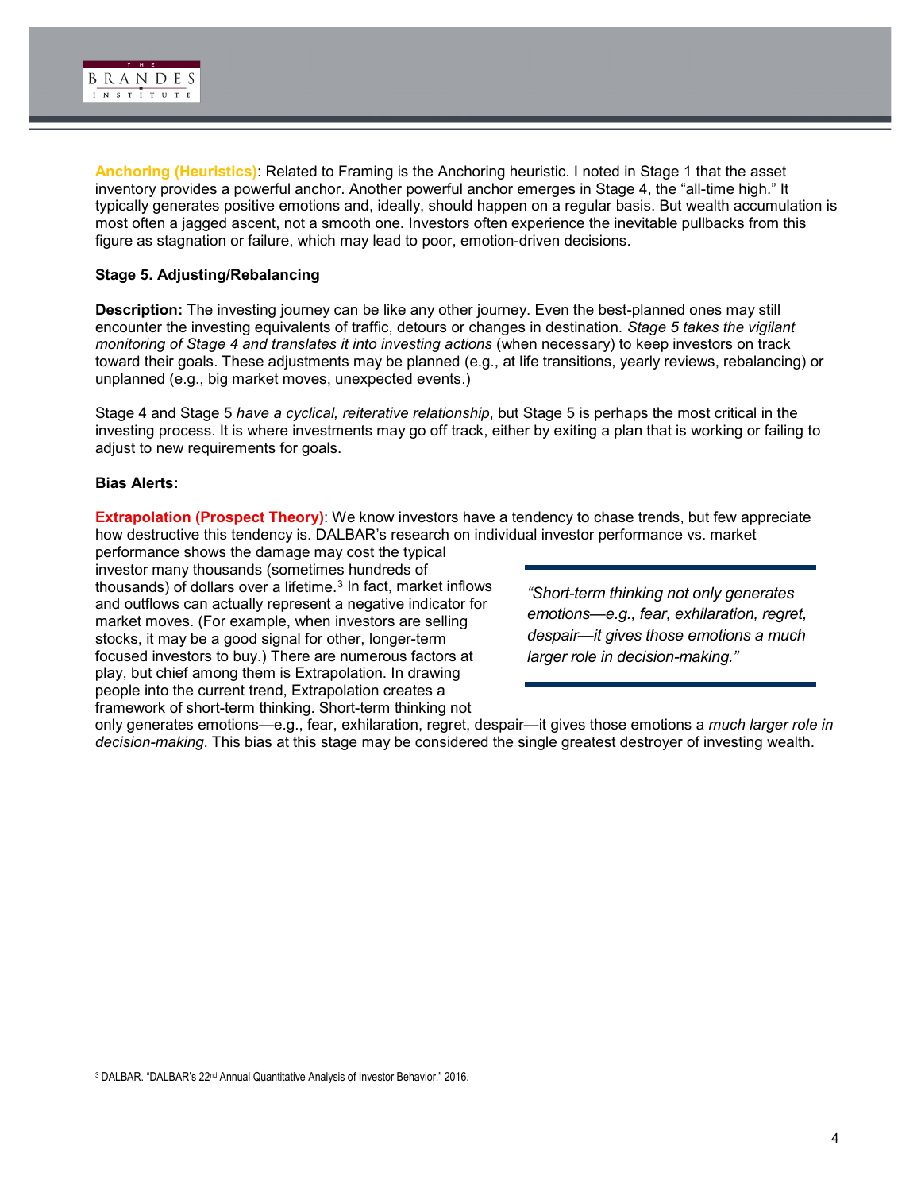**Anchoring (Heuristics)**: Related to Framing is the Anchoring heuristic. I noted in Stage 1 that the asset inventory provides a powerful anchor. Another powerful anchor emerges in Stage 4, the "all-time high." It typically generates positive emotions and, ideally, should happen on a regular basis. But wealth accumulation is most often a jagged ascent, not a smooth one. Investors often experience the inevitable pullbacks from this figure as stagnation or failure, which may lead to poor, emotion-driven decisions.

**Stage 5. Adjusting/Rebalancing**

**Description:** The investing journey can be like any other journey. Even the best-planned ones may still encounter the investing equivalents of traffic, detours or changes in destination. *Stage 5 takes the vigilant monitoring of Stage 4 and translates it into investing actions* (when necessary) to keep investors on track toward their goals. These adjustments may be planned (e.g., at life transitions, yearly reviews, rebalancing) or unplanned (e.g., big market moves, unexpected events.)

Stage 4 and Stage 5 *have a cyclical, reiterative relationship*, but Stage 5 is perhaps the most critical in the investing process. It is where investments may go off track, either by exiting a plan that is working or failing to adjust to new requirements for goals.

**Bias Alerts:**

**Extrapolation (Prospect Theory)**: We know investors have a tendency to chase trends, but few appreciate how destructive this tendency is. DALBAR's research on individual investor performance vs. market performance shows the damage may cost the typical investor many thousands (sometimes hundreds of thousands) of dollars over a lifetime.[3] In fact, market inflows and outflows can actually represent a negative indicator for market moves. (For example, when investors are selling stocks, it may be a good signal for other, longer-term focused investors to buy.) There are numerous factors at play, but chief among them is Extrapolation. In drawing people into the current trend, Extrapolation creates a framework of short-term thinking. Short-term thinking not only generates emotions—e.g., fear, exhilaration, regret, despair—it gives those emotions a *much larger role in decision-making*. This bias at this stage may be considered the single greatest destroyer of investing wealth.

> *"Short-term thinking not only generates emotions—e.g., fear, exhilaration, regret, despair—it gives those emotions a much larger role in decision-making."*

[3] DALBAR. "DALBAR's 22nd Annual Quantitative Analysis of Investor Behavior." 2016.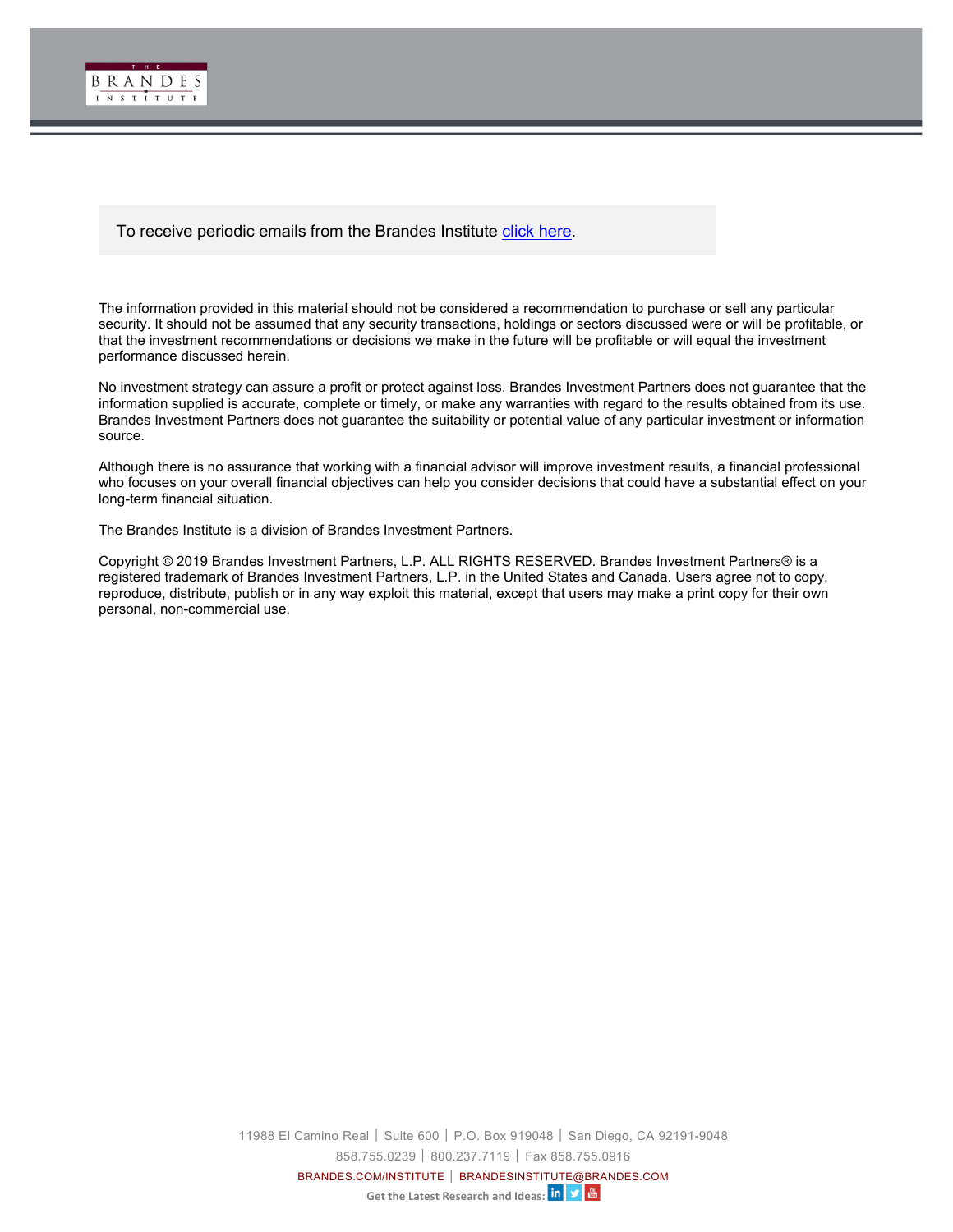To receive periodic emails from the Brandes Institute click here.

The information provided in this material should not be considered a recommendation to purchase or sell any particular security. It should not be assumed that any security transactions, holdings or sectors discussed were or will be profitable, or that the investment recommendations or decisions we make in the future will be profitable or will equal the investment performance discussed herein.

No investment strategy can assure a profit or protect against loss. Brandes Investment Partners does not guarantee that the information supplied is accurate, complete or timely, or make any warranties with regard to the results obtained from its use. Brandes Investment Partners does not guarantee the suitability or potential value of any particular investment or information source.

Although there is no assurance that working with a financial advisor will improve investment results, a financial professional who focuses on your overall financial objectives can help you consider decisions that could have a substantial effect on your long-term financial situation.

The Brandes Institute is a division of Brandes Investment Partners.

Copyright © 2019 Brandes Investment Partners, L.P. ALL RIGHTS RESERVED. Brandes Investment Partners® is a registered trademark of Brandes Investment Partners, L.P. in the United States and Canada. Users agree not to copy, reproduce, distribute, publish or in any way exploit this material, except that users may make a print copy for their own personal, non-commercial use.

11988 El Camino Real | Suite 600 | P.O. Box 919048 | San Diego, CA 92191-9048
858.755.0239 | 800.237.7119 | Fax 858.755.0916
BRANDES.COM/INSTITUTE | BRANDESINSTITUTE@BRANDES.COM
Get the Latest Research and Ideas: